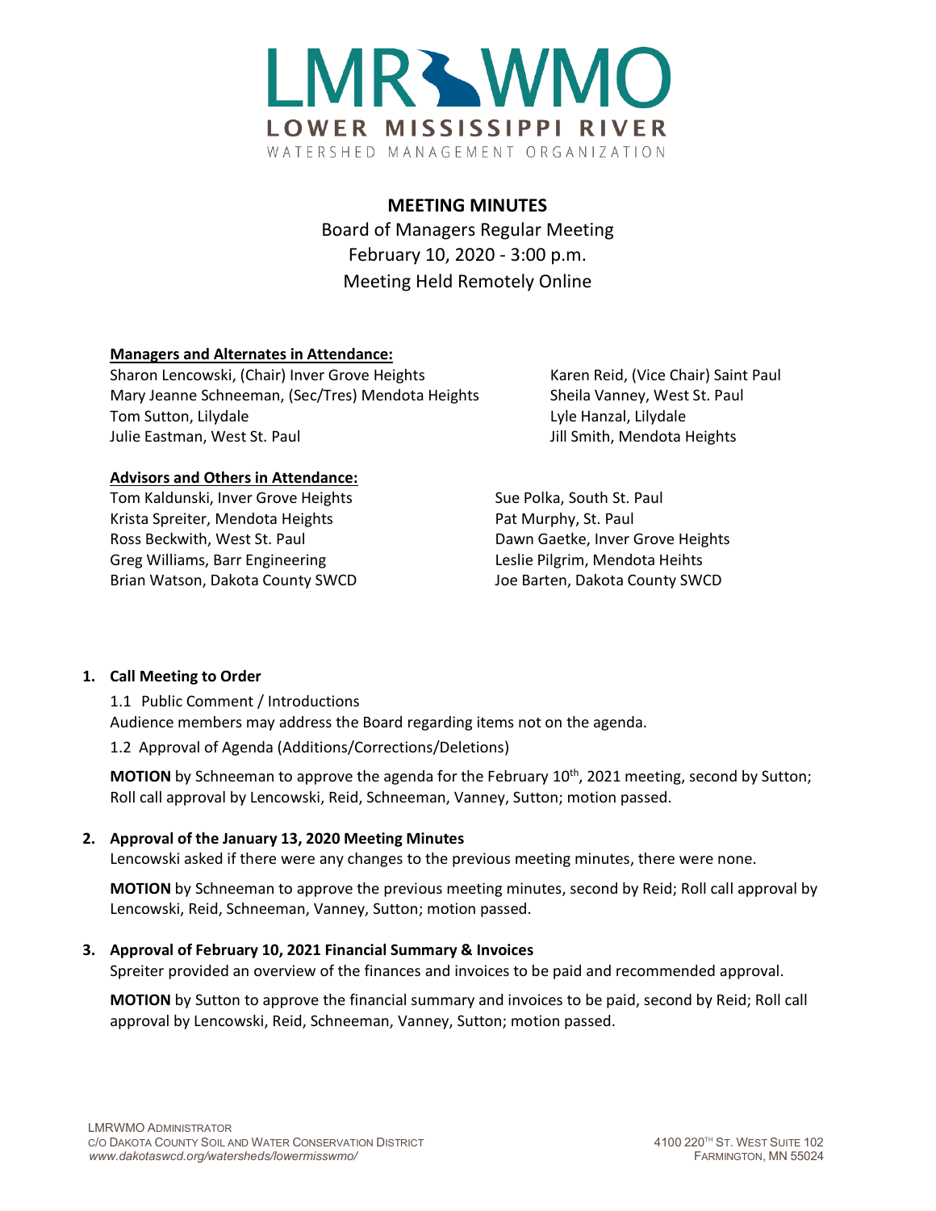# LMRWMO

LOWER MISSISSIPPI RIVER

WATERSHED MANAGEMENT ORGANIZATION

## MEETING MINUTES

Board of Managers Regular Meeting

February 10, 2020 - 3:00 p.m.

Meeting Held Remotely Online

**Managers and Alternates in Attendance:**

Sharon Lencowski, (Chair) Inver Grove Heights
Mary Jeanne Schneeman, (Sec/Tres) Mendota Heights
Tom Sutton, Lilydale
Julie Eastman, West St. Paul
Karen Reid, (Vice Chair) Saint Paul
Sheila Vanney, West St. Paul
Lyle Hanzal, Lilydale
Jill Smith, Mendota Heights

**Advisors and Others in Attendance:**

Tom Kaldunski, Inver Grove Heights
Krista Spreiter, Mendota Heights
Ross Beckwith, West St. Paul
Greg Williams, Barr Engineering
Brian Watson, Dakota County SWCD
Sue Polka, South St. Paul
Pat Murphy, St. Paul
Dawn Gaetke, Inver Grove Heights
Leslie Pilgrim, Mendota Heihts
Joe Barten, Dakota County SWCD

1. **Call Meeting to Order**

   1.1 Public Comment / Introductions

   Audience members may address the Board regarding items not on the agenda.

   1.2 Approval of Agenda (Additions/Corrections/Deletions)

   **MOTION** by Schneeman to approve the agenda for the February 10th, 2021 meeting, second by Sutton; Roll call approval by Lencowski, Reid, Schneeman, Vanney, Sutton; motion passed.

2. **Approval of the January 13, 2020 Meeting Minutes**

   Lencowski asked if there were any changes to the previous meeting minutes, there were none.

   **MOTION** by Schneeman to approve the previous meeting minutes, second by Reid; Roll call approval by Lencowski, Reid, Schneeman, Vanney, Sutton; motion passed.

3. **Approval of February 10, 2021 Financial Summary & Invoices**

   Spreiter provided an overview of the finances and invoices to be paid and recommended approval.

   **MOTION** by Sutton to approve the financial summary and invoices to be paid, second by Reid; Roll call approval by Lencowski, Reid, Schneeman, Vanney, Sutton; motion passed.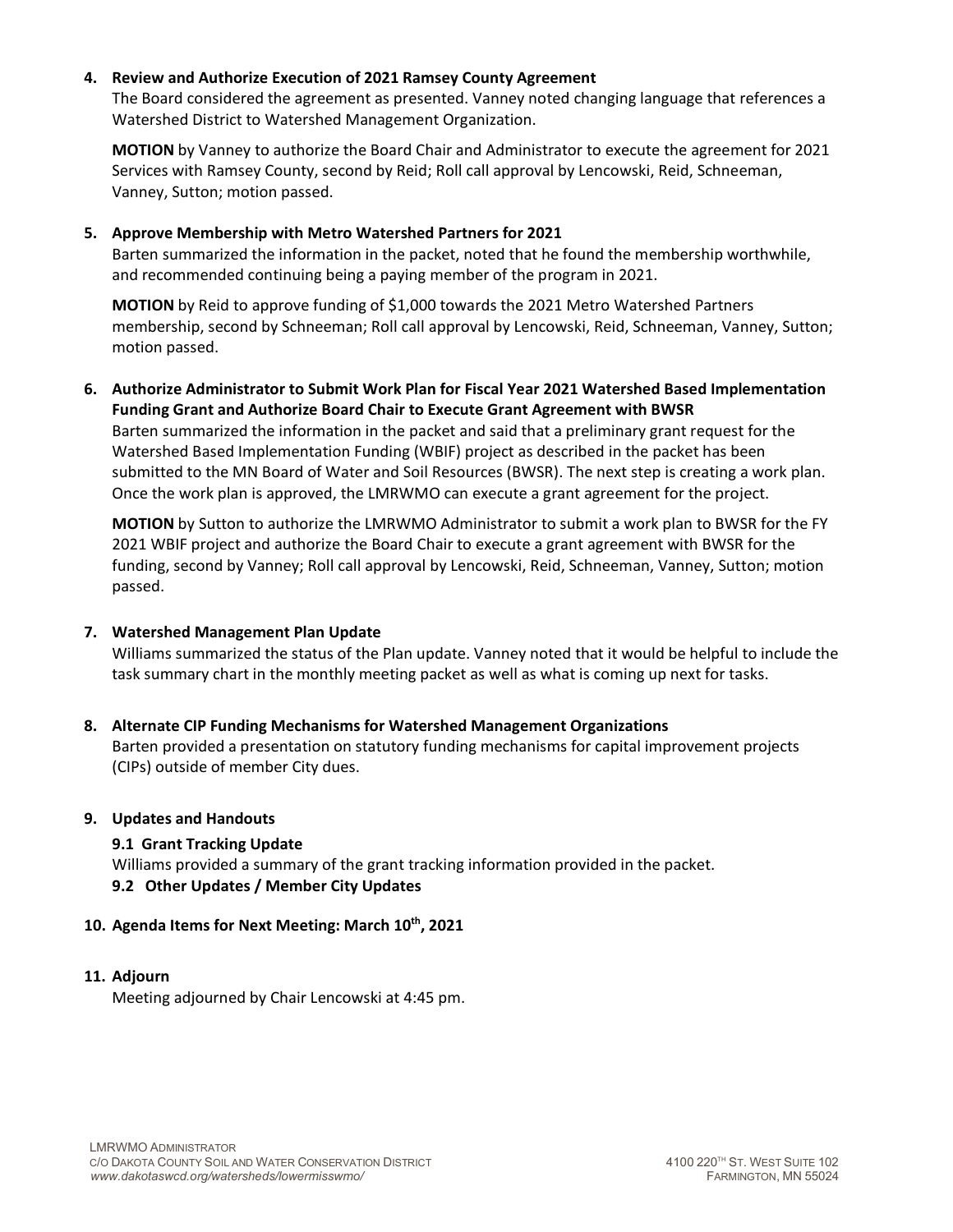**4. Review and Authorize Execution of 2021 Ramsey County Agreement**

The Board considered the agreement as presented. Vanney noted changing language that references a Watershed District to Watershed Management Organization.

**MOTION** by Vanney to authorize the Board Chair and Administrator to execute the agreement for 2021 Services with Ramsey County, second by Reid; Roll call approval by Lencowski, Reid, Schneeman, Vanney, Sutton; motion passed.

**5. Approve Membership with Metro Watershed Partners for 2021**

Barten summarized the information in the packet, noted that he found the membership worthwhile, and recommended continuing being a paying member of the program in 2021.

**MOTION** by Reid to approve funding of $1,000 towards the 2021 Metro Watershed Partners membership, second by Schneeman; Roll call approval by Lencowski, Reid, Schneeman, Vanney, Sutton; motion passed.

**6. Authorize Administrator to Submit Work Plan for Fiscal Year 2021 Watershed Based Implementation Funding Grant and Authorize Board Chair to Execute Grant Agreement with BWSR**

Barten summarized the information in the packet and said that a preliminary grant request for the Watershed Based Implementation Funding (WBIF) project as described in the packet has been submitted to the MN Board of Water and Soil Resources (BWSR). The next step is creating a work plan. Once the work plan is approved, the LMRWMO can execute a grant agreement for the project.

**MOTION** by Sutton to authorize the LMRWMO Administrator to submit a work plan to BWSR for the FY 2021 WBIF project and authorize the Board Chair to execute a grant agreement with BWSR for the funding, second by Vanney; Roll call approval by Lencowski, Reid, Schneeman, Vanney, Sutton; motion passed.

**7. Watershed Management Plan Update**

Williams summarized the status of the Plan update. Vanney noted that it would be helpful to include the task summary chart in the monthly meeting packet as well as what is coming up next for tasks.

**8. Alternate CIP Funding Mechanisms for Watershed Management Organizations**

Barten provided a presentation on statutory funding mechanisms for capital improvement projects (CIPs) outside of member City dues.

**9. Updates and Handouts**

**9.1 Grant Tracking Update**

Williams provided a summary of the grant tracking information provided in the packet.

**9.2 Other Updates / Member City Updates**

**10. Agenda Items for Next Meeting: March 10th, 2021**

**11. Adjourn**

Meeting adjourned by Chair Lencowski at 4:45 pm.

LMRWMO Administrator
c/o Dakota County Soil and Water Conservation District
*www.dakotaswcd.org/watersheds/lowermisswmo/*

4100 220th St. West Suite 102
Farmington, MN 55024